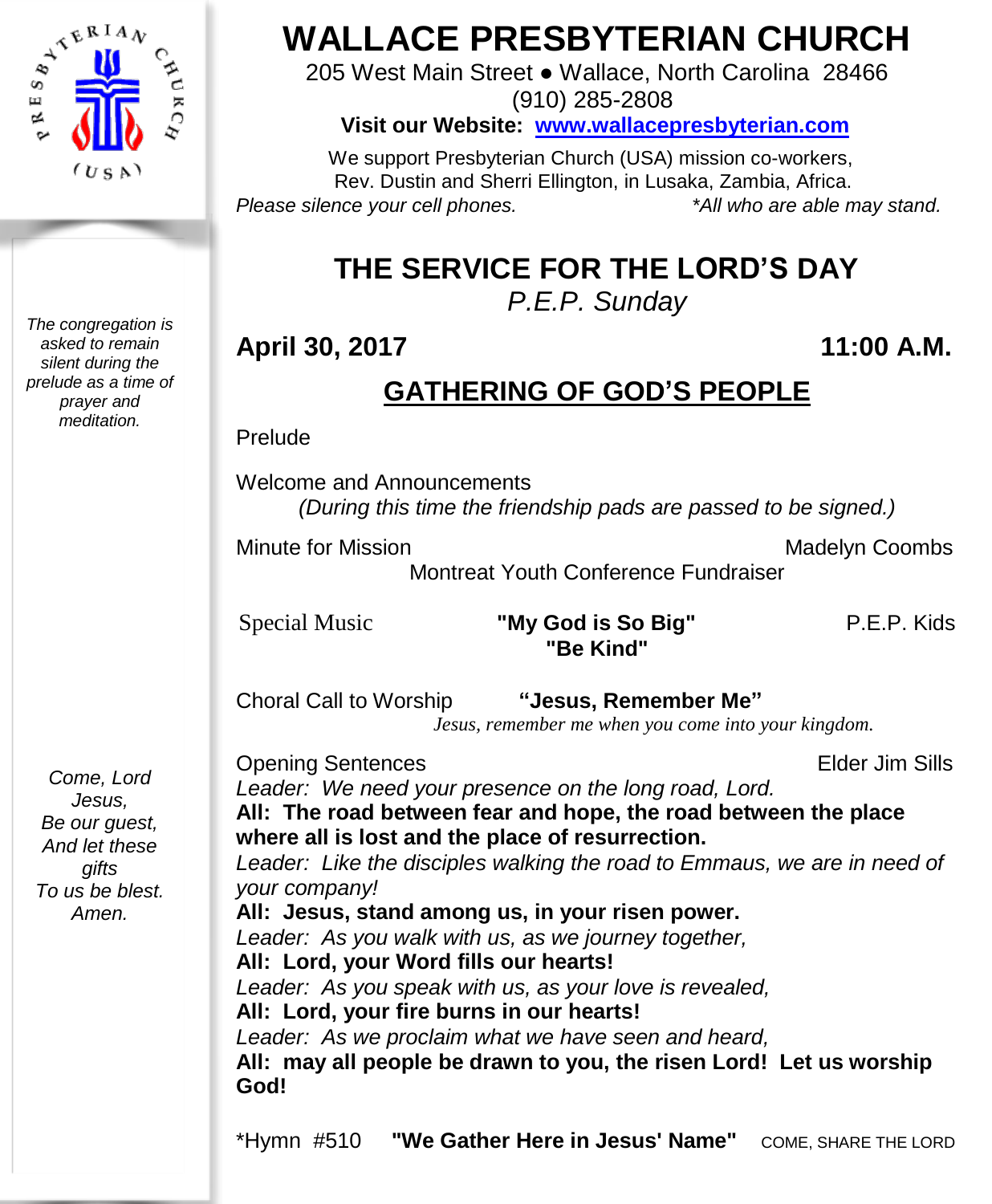# WALLACE PRESBYTERIAN CHURCH

205 West Main Street ● Wallace, North Carolina 28466
(910) 285-2808
**Visit our Website: [www.wallacepresbyterian.com](http://www.wallacepresbyterian.com)**

We support Presbyterian Church (USA) mission co-workers,
Rev. Dustin and Sherri Ellington, in Lusaka, Zambia, Africa.

*Please silence your cell phones.* *\*All who are able may stand.*

*The congregation is asked to remain silent during the prelude as a time of prayer and meditation.*

## THE SERVICE FOR THE LORD'S DAY

*P.E.P. Sunday*

**April 30, 2017** **11:00 A.M.**

## GATHERING OF GOD'S PEOPLE

Prelude

Welcome and Announcements
*(During this time the friendship pads are passed to be signed.)*

Minute for Mission Madelyn Coombs
Montreat Youth Conference Fundraiser

Special Music **"My God is So Big"** P.E.P. Kids
**"Be Kind"**

Choral Call to Worship **"Jesus, Remember Me"**
*Jesus, remember me when you come into your kingdom.*

Opening Sentences Elder Jim Sills

*Leader: We need your presence on the long road, Lord.*
**All: The road between fear and hope, the road between the place where all is lost and the place of resurrection.**
*Leader: Like the disciples walking the road to Emmaus, we are in need of your company!*
**All: Jesus, stand among us, in your risen power.**
*Leader: As you walk with us, as we journey together,*
**All: Lord, your Word fills our hearts!**
*Leader: As you speak with us, as your love is revealed,*
**All: Lord, your fire burns in our hearts!**
*Leader: As we proclaim what we have seen and heard,*
**All: may all people be drawn to you, the risen Lord! Let us worship God!**

*Come, Lord Jesus,*
*Be our guest,*
*And let these gifts*
*To us be blest.*
*Amen.*

\*Hymn #510 **"We Gather Here in Jesus' Name"** COME, SHARE THE LORD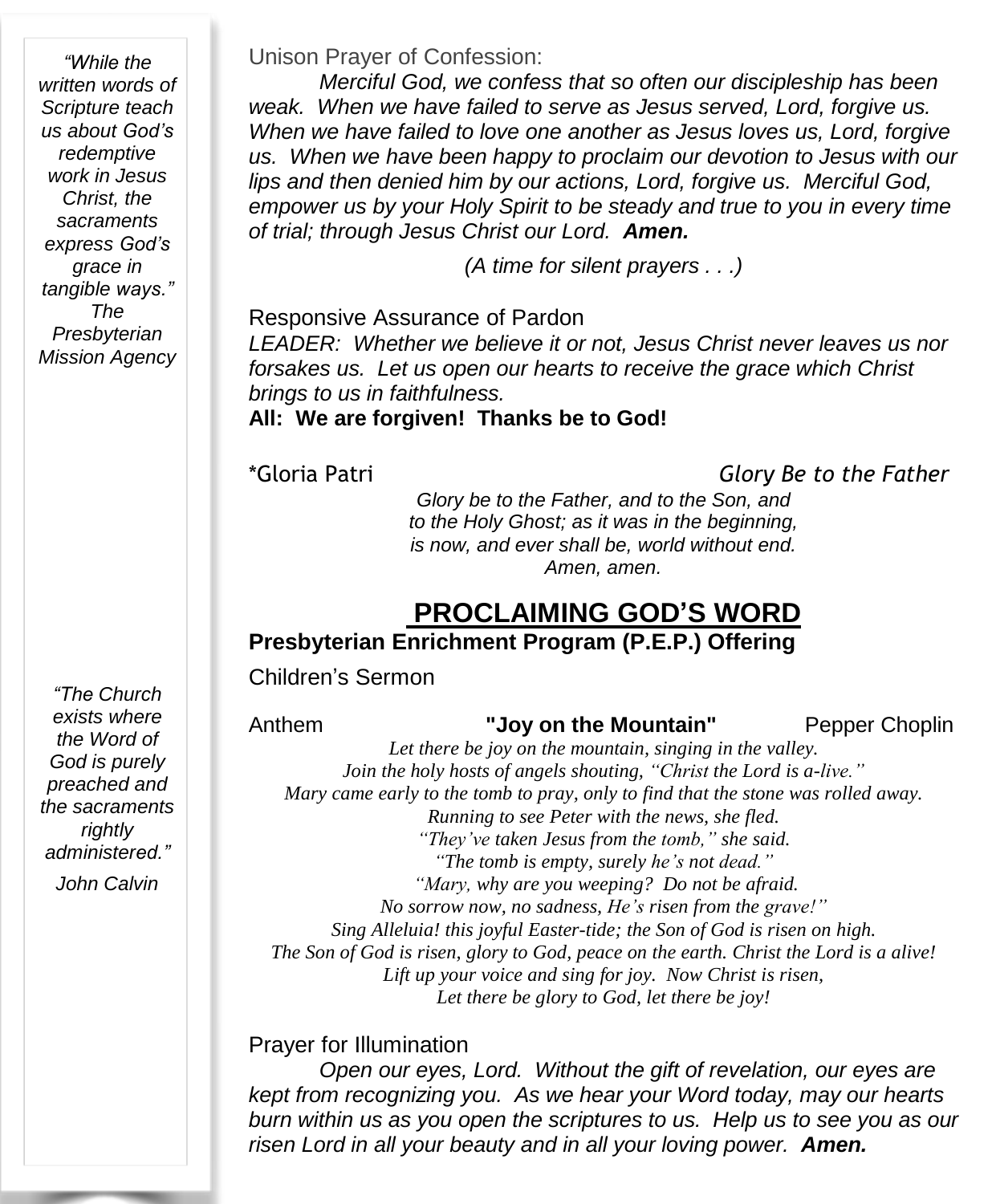*"While the written words of Scripture teach us about God's redemptive work in Jesus Christ, the sacraments express God's grace in tangible ways." The Presbyterian Mission Agency*

Unison Prayer of Confession:

*Merciful God, we confess that so often our discipleship has been weak. When we have failed to serve as Jesus served, Lord, forgive us. When we have failed to love one another as Jesus loves us, Lord, forgive us. When we have been happy to proclaim our devotion to Jesus with our lips and then denied him by our actions, Lord, forgive us. Merciful God, empower us by your Holy Spirit to be steady and true to you in every time of trial; through Jesus Christ our Lord.* ***Amen.***

*(A time for silent prayers . . .)*

Responsive Assurance of Pardon

*LEADER: Whether we believe it or not, Jesus Christ never leaves us nor forsakes us. Let us open our hearts to receive the grace which Christ brings to us in faithfulness.*

**All: We are forgiven! Thanks be to God!**

*Gloria Patri *Glory Be to the Father*

*Glory be to the Father, and to the Son, and*
*to the Holy Ghost; as it was in the beginning,*
*is now, and ever shall be, world without end.*
*Amen, amen.*

## PROCLAIMING GOD'S WORD

**Presbyterian Enrichment Program (P.E.P.) Offering**

Children's Sermon

Anthem **"Joy on the Mountain"** Pepper Choplin

*Let there be joy on the mountain, singing in the valley.*
*Join the holy hosts of angels shouting, "Christ the Lord is a-live."*
*Mary came early to the tomb to pray, only to find that the stone was rolled away.*
*Running to see Peter with the news, she fled.*
*"They've taken Jesus from the tomb," she said.*
*"The tomb is empty, surely he's not dead."*
*"Mary, why are you weeping? Do not be afraid.*
*No sorrow now, no sadness, He's risen from the grave!"*
*Sing Alleluia! this joyful Easter-tide; the Son of God is risen on high.*
*The Son of God is risen, glory to God, peace on the earth. Christ the Lord is a alive!*
*Lift up your voice and sing for joy. Now Christ is risen,*
*Let there be glory to God, let there be joy!*

*"The Church exists where the Word of God is purely preached and the sacraments rightly administered."*

*John Calvin*

Prayer for Illumination

*Open our eyes, Lord. Without the gift of revelation, our eyes are kept from recognizing you. As we hear your Word today, may our hearts burn within us as you open the scriptures to us. Help us to see you as our risen Lord in all your beauty and in all your loving power.* ***Amen.***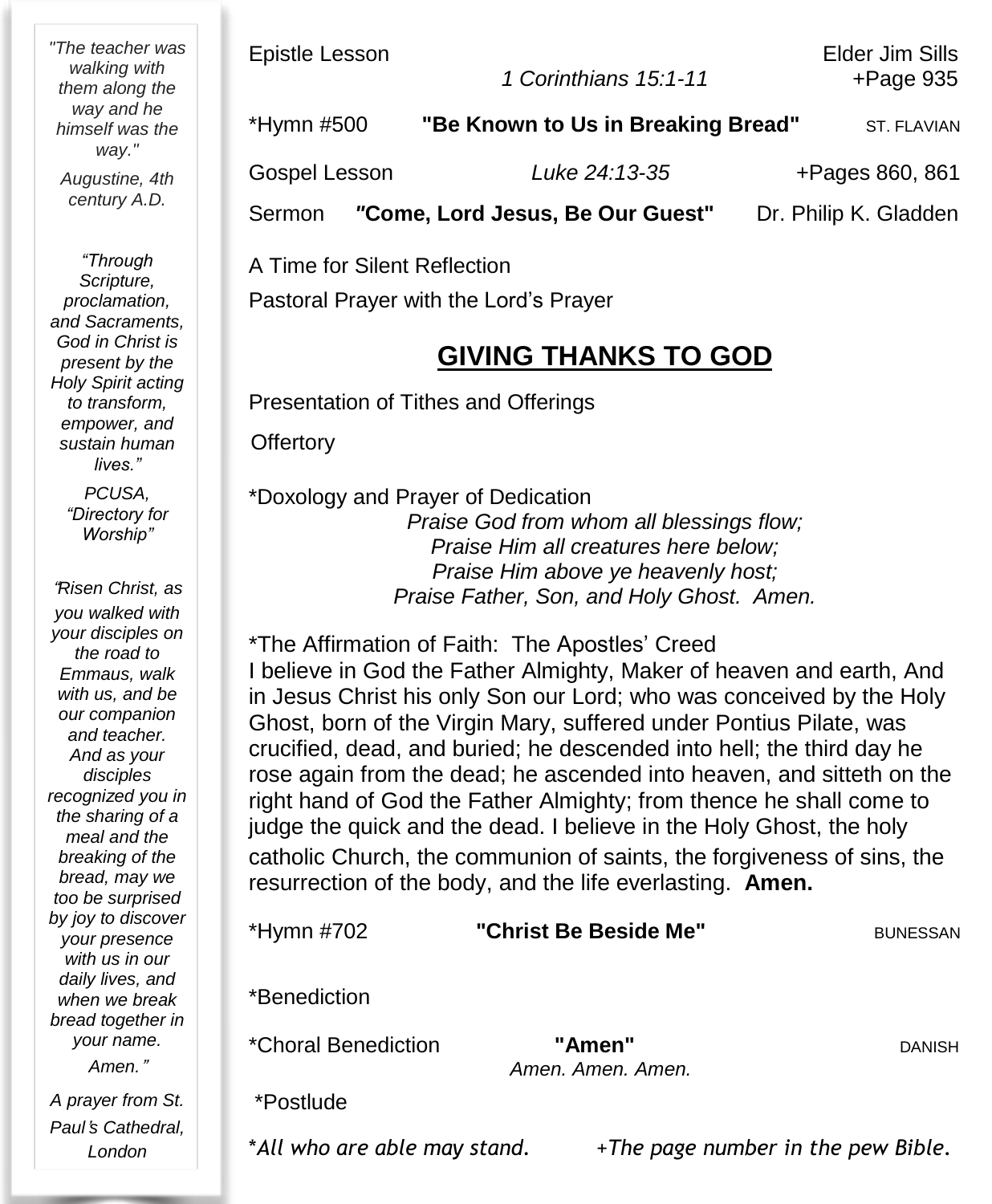*"The teacher was walking with them along the way and he himself was the way."*

*Augustine, 4th century A.D.*

*"Through Scripture, proclamation, and Sacraments, God in Christ is present by the Holy Spirit acting to transform, empower, and sustain human lives."*

*PCUSA, "Directory for Worship"*

*"Risen Christ, as you walked with your disciples on the road to Emmaus, walk with us, and be our companion and teacher. And as your disciples recognized you in the sharing of a meal and the breaking of the bread, may we too be surprised by joy to discover your presence with us in our daily lives, and when we break bread together in your name. Amen."*

*A prayer from St. Paul's Cathedral, London*

Epistle Lesson — *1 Corinthians 15:1-11* — Elder Jim Sills +Page 935

*Hymn #500 **"Be Known to Us in Breaking Bread"** ST. FLAVIAN

Gospel Lesson — *Luke 24:13-35* — +Pages 860, 861

Sermon ***"Come, Lord Jesus, Be Our Guest"*** Dr. Philip K. Gladden

A Time for Silent Reflection

Pastoral Prayer with the Lord's Prayer

## GIVING THANKS TO GOD

Presentation of Tithes and Offerings

Offertory

*Doxology and Prayer of Dedication

*Praise God from whom all blessings flow;*
*Praise Him all creatures here below;*
*Praise Him above ye heavenly host;*
*Praise Father, Son, and Holy Ghost. Amen.*

*The Affirmation of Faith: The Apostles' Creed

I believe in God the Father Almighty, Maker of heaven and earth, And in Jesus Christ his only Son our Lord; who was conceived by the Holy Ghost, born of the Virgin Mary, suffered under Pontius Pilate, was crucified, dead, and buried; he descended into hell; the third day he rose again from the dead; he ascended into heaven, and sitteth on the right hand of God the Father Almighty; from thence he shall come to judge the quick and the dead. I believe in the Holy Ghost, the holy catholic Church, the communion of saints, the forgiveness of sins, the resurrection of the body, and the life everlasting. **Amen.**

*Hymn #702 **"Christ Be Beside Me"** BUNESSAN

*Benediction

*Choral Benediction **"Amen"** DANISH

*Amen. Amen. Amen.*

*Postlude

*\*All who are able may stand.* *+The page number in the pew Bible.*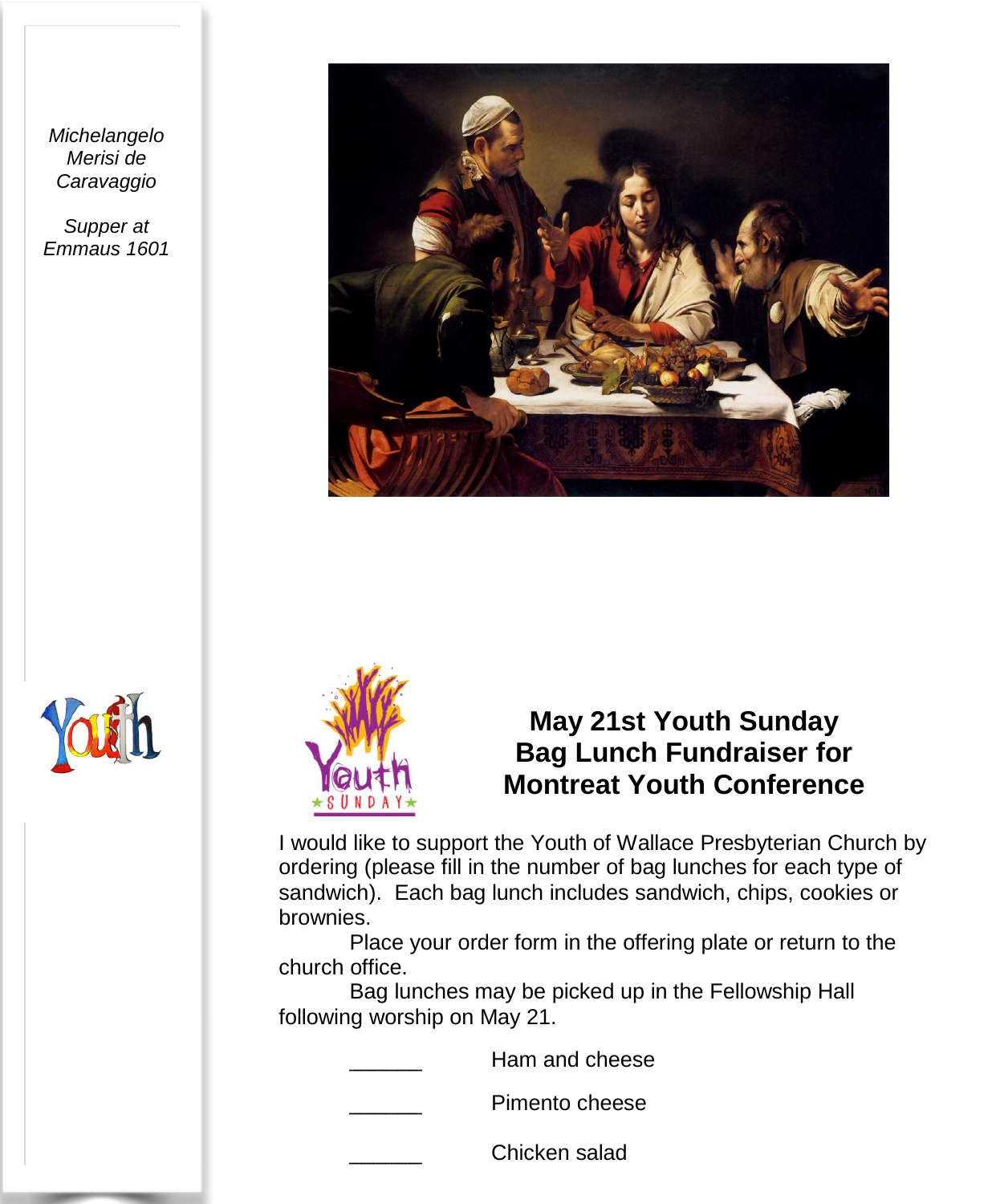*Michelangelo Merisi de Caravaggio*

*Supper at Emmaus 1601*

## May 21st Youth Sunday Bag Lunch Fundraiser for Montreat Youth Conference

I would like to support the Youth of Wallace Presbyterian Church by ordering (please fill in the number of bag lunches for each type of sandwich). Each bag lunch includes sandwich, chips, cookies or brownies.

Place your order form in the offering plate or return to the church office.

Bag lunches may be picked up in the Fellowship Hall following worship on May 21.

______ Ham and cheese

______ Pimento cheese

______ Chicken salad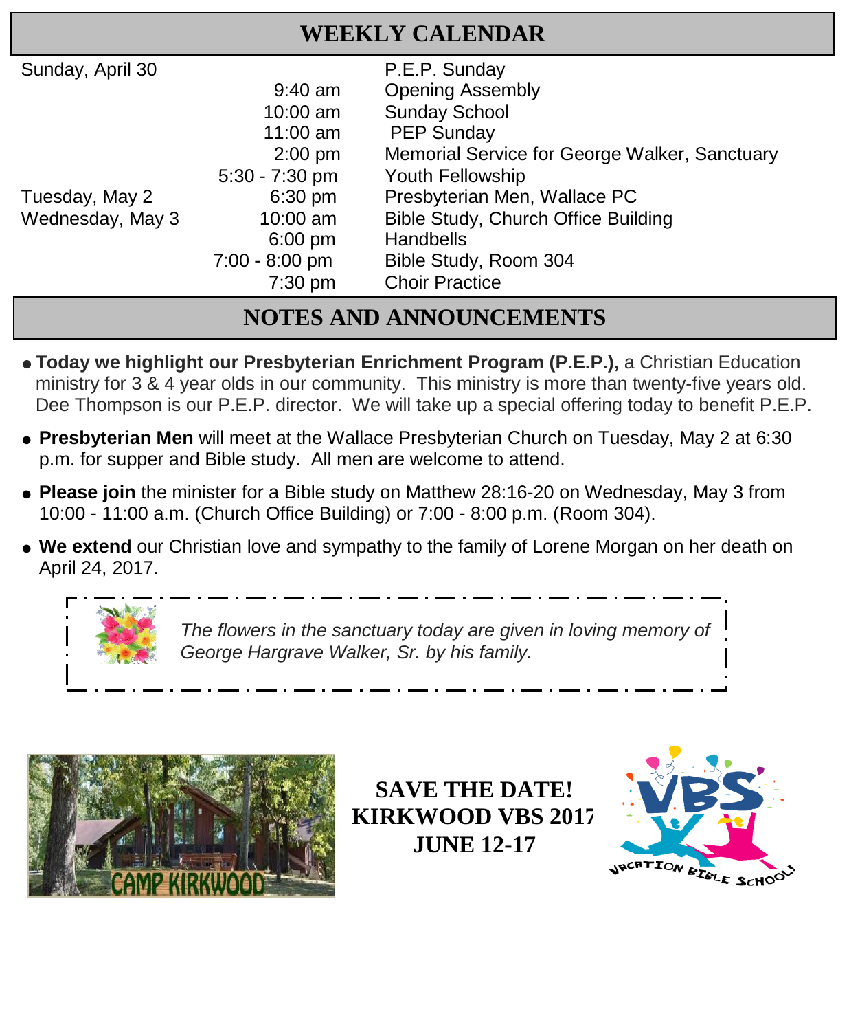## WEEKLY CALENDAR

| | | |
|---|---|---|
| Sunday, April 30 | | P.E.P. Sunday |
| | 9:40 am | Opening Assembly |
| | 10:00 am | Sunday School |
| | 11:00 am | PEP Sunday |
| | 2:00 pm | Memorial Service for George Walker, Sanctuary |
| | 5:30 - 7:30 pm | Youth Fellowship |
| Tuesday, May 2 | 6:30 pm | Presbyterian Men, Wallace PC |
| Wednesday, May 3 | 10:00 am | Bible Study, Church Office Building |
| | 6:00 pm | Handbells |
| | 7:00 - 8:00 pm | Bible Study, Room 304 |
| | 7:30 pm | Choir Practice |

## NOTES AND ANNOUNCEMENTS

- **Today we highlight our Presbyterian Enrichment Program (P.E.P.),** a Christian Education ministry for 3 & 4 year olds in our community. This ministry is more than twenty-five years old. Dee Thompson is our P.E.P. director. We will take up a special offering today to benefit P.E.P.
- **Presbyterian Men** will meet at the Wallace Presbyterian Church on Tuesday, May 2 at 6:30 p.m. for supper and Bible study. All men are welcome to attend.
- **Please join** the minister for a Bible study on Matthew 28:16-20 on Wednesday, May 3 from 10:00 - 11:00 a.m. (Church Office Building) or 7:00 - 8:00 p.m. (Room 304).
- **We extend** our Christian love and sympathy to the family of Lorene Morgan on her death on April 24, 2017.

*The flowers in the sanctuary today are given in loving memory of George Hargrave Walker, Sr. by his family.*

CAMP KIRKWOOD

**SAVE THE DATE!**
**KIRKWOOD VBS 2017**
**JUNE 12-17**

VBS
VACATION BIBLE SCHOOL!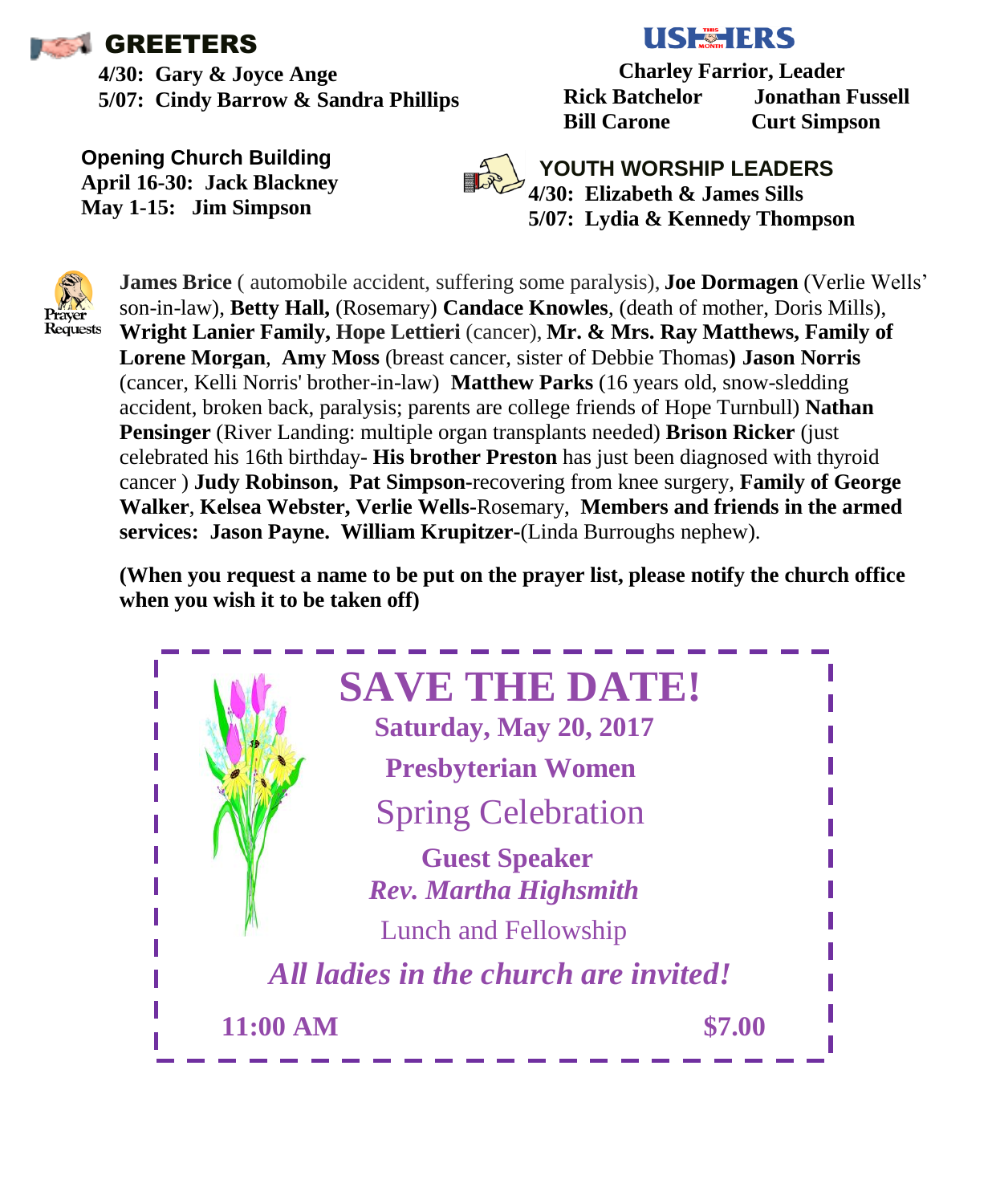## GREETERS

**4/30: Gary & Joyce Ange**
**5/07: Cindy Barrow & Sandra Phillips**

## USHERS

**Charley Farrior, Leader**
**Rick Batchelor** **Jonathan Fussell**
**Bill Carone** **Curt Simpson**

**Opening Church Building**
**April 16-30: Jack Blackney**
**May 1-15: Jim Simpson**

## YOUTH WORSHIP LEADERS

**4/30: Elizabeth & James Sills**
**5/07: Lydia & Kennedy Thompson**

Prayer Requests

**James Brice** ( automobile accident, suffering some paralysis), **Joe Dormagen** (Verlie Wells' son-in-law), **Betty Hall,** (Rosemary) **Candace Knowles**, (death of mother, Doris Mills), **Wright Lanier Family, Hope Lettieri** (cancer), **Mr. & Mrs. Ray Matthews, Family of Lorene Morgan**, **Amy Moss** (breast cancer, sister of Debbie Thomas**) Jason Norris** (cancer, Kelli Norris' brother-in-law) **Matthew Parks** (16 years old, snow-sledding accident, broken back, paralysis; parents are college friends of Hope Turnbull) **Nathan Pensinger** (River Landing: multiple organ transplants needed) **Brison Ricker** (just celebrated his 16th birthday- **His brother Preston** has just been diagnosed with thyroid cancer ) **Judy Robinson, Pat Simpson**-recovering from knee surgery, **Family of George Walker**, **Kelsea Webster, Verlie Wells**-Rosemary, **Members and friends in the armed services: Jason Payne. William Krupitzer**-(Linda Burroughs nephew).

**(When you request a name to be put on the prayer list, please notify the church office when you wish it to be taken off)**

# SAVE THE DATE!

**Saturday, May 20, 2017**

**Presbyterian Women**

Spring Celebration

**Guest Speaker**
***Rev. Martha Highsmith***

Lunch and Fellowship

***All ladies in the church are invited!***

**11:00 AM** **$7.00**